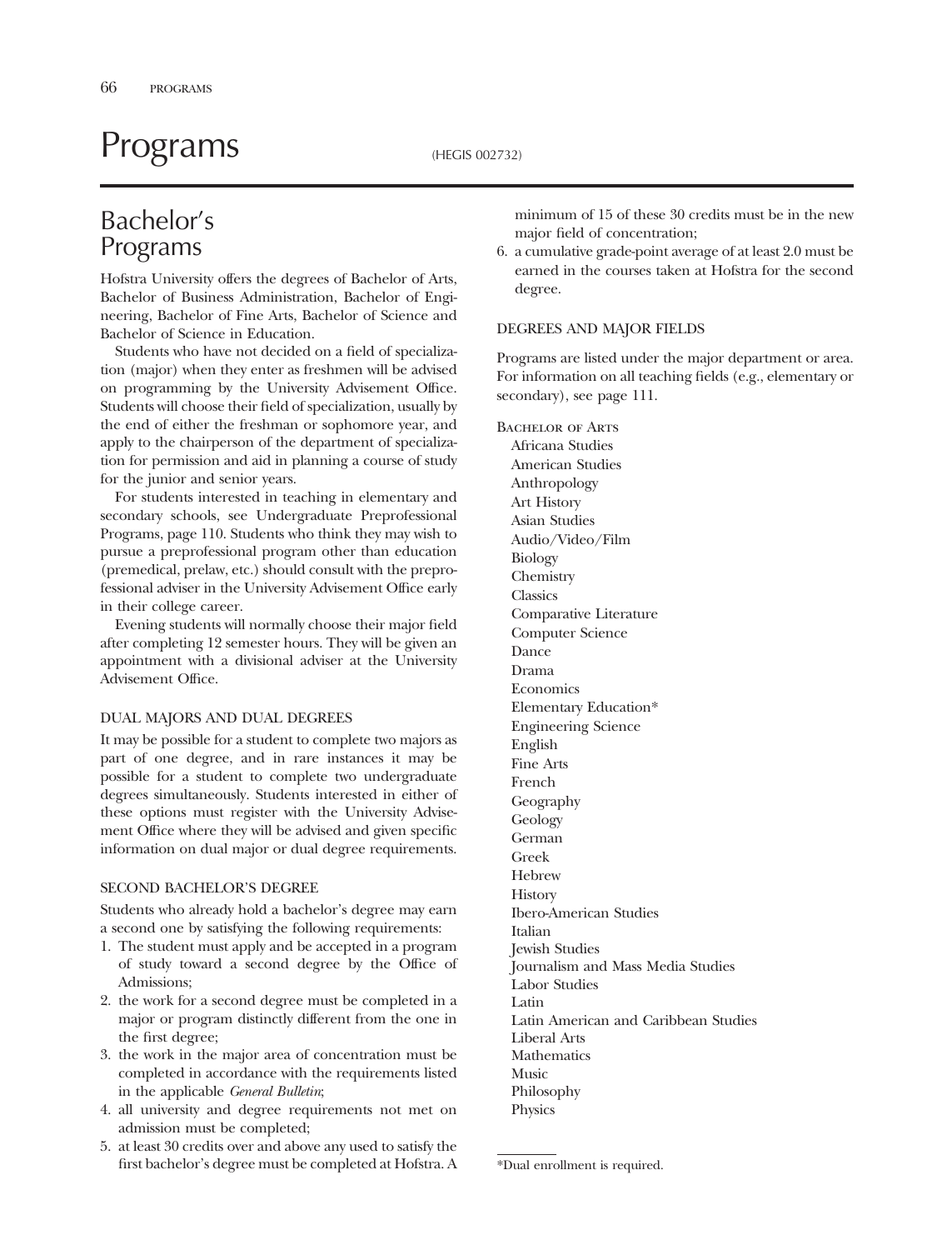# Programs

(HEGIS 002732)

## Bachelor's Programs

Hofstra University offers the degrees of Bachelor of Arts, Bachelor of Business Administration, Bachelor of Engineering, Bachelor of Fine Arts, Bachelor of Science and Bachelor of Science in Education.

Students who have not decided on a field of specialization (major) when they enter as freshmen will be advised on programming by the University Advisement Office. Students will choose their field of specialization, usually by the end of either the freshman or sophomore year, and apply to the chairperson of the department of specialization for permission and aid in planning a course of study for the junior and senior years.

For students interested in teaching in elementary and secondary schools, see Undergraduate Preprofessional Programs, page 110. Students who think they may wish to pursue a preprofessional program other than education (premedical, prelaw, etc.) should consult with the preprofessional adviser in the University Advisement Office early in their college career.

Evening students will normally choose their major field after completing 12 semester hours. They will be given an appointment with a divisional adviser at the University Advisement Office.

### DUAL MAJORS AND DUAL DEGREES

It may be possible for a student to complete two majors as part of one degree, and in rare instances it may be possible for a student to complete two undergraduate degrees simultaneously. Students interested in either of these options must register with the University Advisement Office where they will be advised and given specific information on dual major or dual degree requirements.

### SECOND BACHELOR'S DEGREE

Students who already hold a bachelor's degree may earn a second one by satisfying the following requirements:

1. The student must apply and be accepted in a program of study toward a second degree by the Office of Admissions;
2. the work for a second degree must be completed in a major or program distinctly different from the one in the first degree;
3. the work in the major area of concentration must be completed in accordance with the requirements listed in the applicable *General Bulletin*;
4. all university and degree requirements not met on admission must be completed;
5. at least 30 credits over and above any used to satisfy the first bachelor's degree must be completed at Hofstra. A minimum of 15 of these 30 credits must be in the new major field of concentration;
6. a cumulative grade-point average of at least 2.0 must be earned in the courses taken at Hofstra for the second degree.

### DEGREES AND MAJOR FIELDS

Programs are listed under the major department or area. For information on all teaching fields (e.g., elementary or secondary), see page 111.

Bachelor of Arts

- Africana Studies
- American Studies
- Anthropology
- Art History
- Asian Studies
- Audio/Video/Film
- Biology
- Chemistry
- Classics
- Comparative Literature
- Computer Science
- Dance
- Drama
- Economics
- Elementary Education*
- Engineering Science
- English
- Fine Arts
- French
- Geography
- Geology
- German
- Greek
- Hebrew
- History
- Ibero-American Studies
- Italian
- Jewish Studies
- Journalism and Mass Media Studies
- Labor Studies
- Latin
- Latin American and Caribbean Studies
- Liberal Arts
- Mathematics
- Music
- Philosophy
- Physics

*Dual enrollment is required.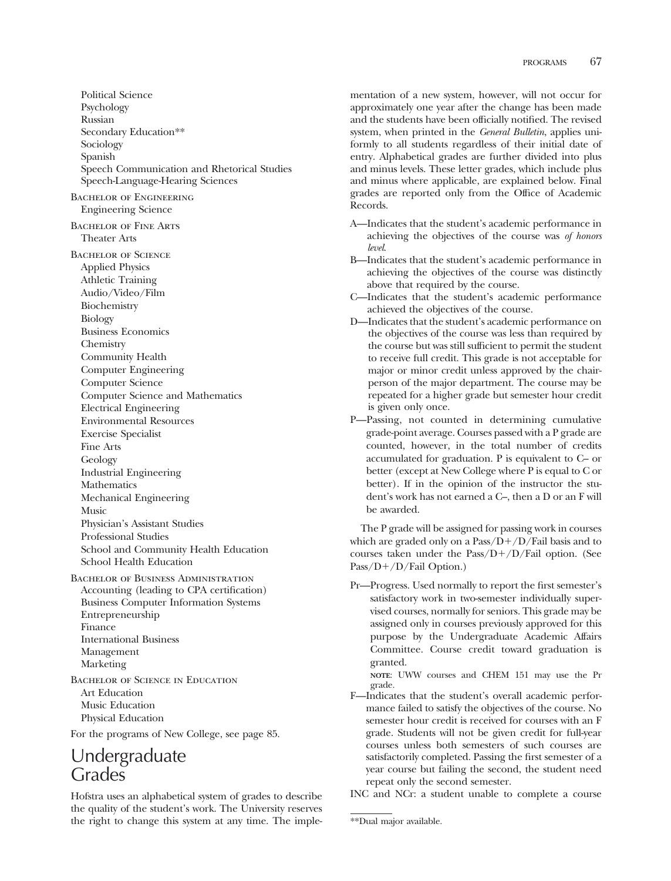Political Science
Psychology
Russian
Secondary Education**
Sociology
Spanish
Speech Communication and Rhetorical Studies
Speech-Language-Hearing Sciences

Bachelor of Engineering
Engineering Science

Bachelor of Fine Arts
Theater Arts

Bachelor of Science
Applied Physics
Athletic Training
Audio/Video/Film
Biochemistry
Biology
Business Economics
Chemistry
Community Health
Computer Engineering
Computer Science
Computer Science and Mathematics
Electrical Engineering
Environmental Resources
Exercise Specialist
Fine Arts
Geology
Industrial Engineering
Mathematics
Mechanical Engineering
Music
Physician's Assistant Studies
Professional Studies
School and Community Health Education
School Health Education

Bachelor of Business Administration
Accounting (leading to CPA certification)
Business Computer Information Systems
Entrepreneurship
Finance
International Business
Management
Marketing

Bachelor of Science in Education
Art Education
Music Education
Physical Education

For the programs of New College, see page 85.

## Undergraduate Grades

Hofstra uses an alphabetical system of grades to describe the quality of the student's work. The University reserves the right to change this system at any time. The implementation of a new system, however, will not occur for approximately one year after the change has been made and the students have been officially notified. The revised system, when printed in the *General Bulletin*, applies uniformly to all students regardless of their initial date of entry. Alphabetical grades are further divided into plus and minus levels. These letter grades, which include plus and minus where applicable, are explained below. Final grades are reported only from the Office of Academic Records.

A—Indicates that the student's academic performance in achieving the objectives of the course was *of honors level*.

B—Indicates that the student's academic performance in achieving the objectives of the course was distinctly above that required by the course.

C—Indicates that the student's academic performance achieved the objectives of the course.

D—Indicates that the student's academic performance on the objectives of the course was less than required by the course but was still sufficient to permit the student to receive full credit. This grade is not acceptable for major or minor credit unless approved by the chairperson of the major department. The course may be repeated for a higher grade but semester hour credit is given only once.

P—Passing, not counted in determining cumulative grade-point average. Courses passed with a P grade are counted, however, in the total number of credits accumulated for graduation. P is equivalent to C– or better (except at New College where P is equal to C or better). If in the opinion of the instructor the student's work has not earned a C–, then a D or an F will be awarded.

The P grade will be assigned for passing work in courses which are graded only on a Pass/D+/D/Fail basis and to courses taken under the Pass/D+/D/Fail option. (See Pass/D+/D/Fail Option.)

Pr—Progress. Used normally to report the first semester's satisfactory work in two-semester individually supervised courses, normally for seniors. This grade may be assigned only in courses previously approved for this purpose by the Undergraduate Academic Affairs Committee. Course credit toward graduation is granted.

NOTE: UWW courses and CHEM 151 may use the Pr grade.

F—Indicates that the student's overall academic performance failed to satisfy the objectives of the course. No semester hour credit is received for courses with an F grade. Students will not be given credit for full-year courses unless both semesters of such courses are satisfactorily completed. Passing the first semester of a year course but failing the second, the student need repeat only the second semester.

INC and NCr: a student unable to complete a course

**Dual major available.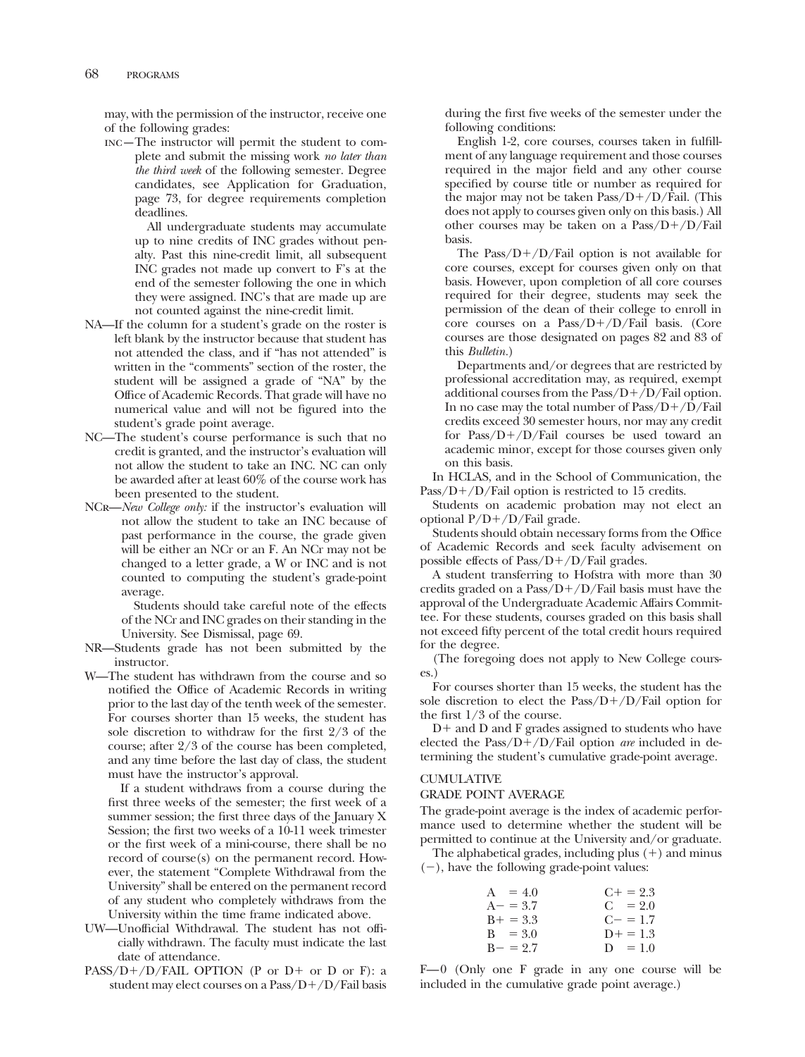may, with the permission of the instructor, receive one of the following grades:

INC—The instructor will permit the student to complete and submit the missing work *no later than the third week* of the following semester. Degree candidates, see Application for Graduation, page 73, for degree requirements completion deadlines.

All undergraduate students may accumulate up to nine credits of INC grades without penalty. Past this nine-credit limit, all subsequent INC grades not made up convert to F's at the end of the semester following the one in which they were assigned. INC's that are made up are not counted against the nine-credit limit.

NA—If the column for a student's grade on the roster is left blank by the instructor because that student has not attended the class, and if "has not attended" is written in the "comments" section of the roster, the student will be assigned a grade of "NA" by the Office of Academic Records. That grade will have no numerical value and will not be figured into the student's grade point average.

NC—The student's course performance is such that no credit is granted, and the instructor's evaluation will not allow the student to take an INC. NC can only be awarded after at least 60% of the course work has been presented to the student.

NCR—*New College only:* if the instructor's evaluation will not allow the student to take an INC because of past performance in the course, the grade given will be either an NCr or an F. An NCr may not be changed to a letter grade, a W or INC and is not counted to computing the student's grade-point average.

Students should take careful note of the effects of the NCr and INC grades on their standing in the University. See Dismissal, page 69.

NR—Students grade has not been submitted by the instructor.

W—The student has withdrawn from the course and so notified the Office of Academic Records in writing prior to the last day of the tenth week of the semester. For courses shorter than 15 weeks, the student has sole discretion to withdraw for the first 2/3 of the course; after 2/3 of the course has been completed, and any time before the last day of class, the student must have the instructor's approval.

If a student withdraws from a course during the first three weeks of the semester; the first week of a summer session; the first three days of the January X Session; the first two weeks of a 10-11 week trimester or the first week of a mini-course, there shall be no record of course(s) on the permanent record. However, the statement "Complete Withdrawal from the University" shall be entered on the permanent record of any student who completely withdraws from the University within the time frame indicated above.

UW—Unofficial Withdrawal. The student has not officially withdrawn. The faculty must indicate the last date of attendance.

PASS/D+/D/FAIL OPTION (P or D+ or D or F): a student may elect courses on a Pass/D+/D/Fail basis during the first five weeks of the semester under the following conditions:

English 1-2, core courses, courses taken in fulfillment of any language requirement and those courses required in the major field and any other course specified by course title or number as required for the major may not be taken Pass/D+/D/Fail. (This does not apply to courses given only on this basis.) All other courses may be taken on a Pass/D+/D/Fail basis.

The Pass/D+/D/Fail option is not available for core courses, except for courses given only on that basis. However, upon completion of all core courses required for their degree, students may seek the permission of the dean of their college to enroll in core courses on a Pass/D+/D/Fail basis. (Core courses are those designated on pages 82 and 83 of this *Bulletin.*)

Departments and/or degrees that are restricted by professional accreditation may, as required, exempt additional courses from the Pass/D+/D/Fail option. In no case may the total number of Pass/D+/D/Fail credits exceed 30 semester hours, nor may any credit for Pass/D+/D/Fail courses be used toward an academic minor, except for those courses given only on this basis.

In HCLAS, and in the School of Communication, the Pass/D+/D/Fail option is restricted to 15 credits.

Students on academic probation may not elect an optional P/D+/D/Fail grade.

Students should obtain necessary forms from the Office of Academic Records and seek faculty advisement on possible effects of Pass/D+/D/Fail grades.

A student transferring to Hofstra with more than 30 credits graded on a Pass/D+/D/Fail basis must have the approval of the Undergraduate Academic Affairs Committee. For these students, courses graded on this basis shall not exceed fifty percent of the total credit hours required for the degree.

(The foregoing does not apply to New College courses.)

For courses shorter than 15 weeks, the student has the sole discretion to elect the Pass/D+/D/Fail option for the first 1/3 of the course.

D+ and D and F grades assigned to students who have elected the Pass/D+/D/Fail option *are* included in determining the student's cumulative grade-point average.

## CUMULATIVE GRADE POINT AVERAGE

The grade-point average is the index of academic performance used to determine whether the student will be permitted to continue at the University and/or graduate.

The alphabetical grades, including plus (+) and minus (−), have the following grade-point values:

| | |
|---|---|
| A = 4.0 | C+ = 2.3 |
| A− = 3.7 | C = 2.0 |
| B+ = 3.3 | C− = 1.7 |
| B = 3.0 | D+ = 1.3 |
| B− = 2.7 | D = 1.0 |

F—0 (Only one F grade in any one course will be included in the cumulative grade point average.)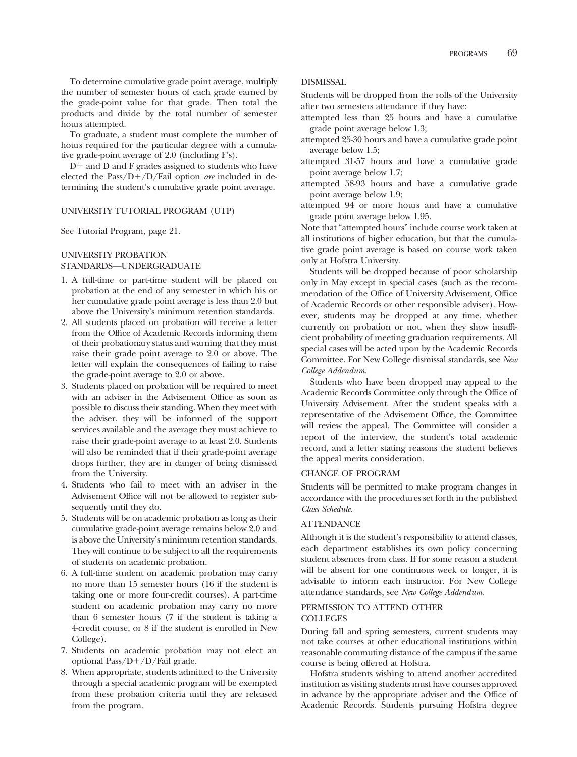To determine cumulative grade point average, multiply the number of semester hours of each grade earned by the grade-point value for that grade. Then total the products and divide by the total number of semester hours attempted.

To graduate, a student must complete the number of hours required for the particular degree with a cumulative grade-point average of 2.0 (including F's).

D+ and D and F grades assigned to students who have elected the Pass/D+/D/Fail option *are* included in determining the student's cumulative grade point average.

## UNIVERSITY TUTORIAL PROGRAM (UTP)

See Tutorial Program, page 21.

## UNIVERSITY PROBATION STANDARDS—UNDERGRADUATE

1. A full-time or part-time student will be placed on probation at the end of any semester in which his or her cumulative grade point average is less than 2.0 but above the University's minimum retention standards.
2. All students placed on probation will receive a letter from the Office of Academic Records informing them of their probationary status and warning that they must raise their grade point average to 2.0 or above. The letter will explain the consequences of failing to raise the grade-point average to 2.0 or above.
3. Students placed on probation will be required to meet with an adviser in the Advisement Office as soon as possible to discuss their standing. When they meet with the adviser, they will be informed of the support services available and the average they must achieve to raise their grade-point average to at least 2.0. Students will also be reminded that if their grade-point average drops further, they are in danger of being dismissed from the University.
4. Students who fail to meet with an adviser in the Advisement Office will not be allowed to register subsequently until they do.
5. Students will be on academic probation as long as their cumulative grade-point average remains below 2.0 and is above the University's minimum retention standards. They will continue to be subject to all the requirements of students on academic probation.
6. A full-time student on academic probation may carry no more than 15 semester hours (16 if the student is taking one or more four-credit courses). A part-time student on academic probation may carry no more than 6 semester hours (7 if the student is taking a 4-credit course, or 8 if the student is enrolled in New College).
7. Students on academic probation may not elect an optional Pass/D+/D/Fail grade.
8. When appropriate, students admitted to the University through a special academic program will be exempted from these probation criteria until they are released from the program.

## DISMISSAL

Students will be dropped from the rolls of the University after two semesters attendance if they have:

attempted less than 25 hours and have a cumulative grade point average below 1.3;

attempted 25-30 hours and have a cumulative grade point average below 1.5;

attempted 31-57 hours and have a cumulative grade point average below 1.7;

attempted 58-93 hours and have a cumulative grade point average below 1.9;

attempted 94 or more hours and have a cumulative grade point average below 1.95.

Note that "attempted hours" include course work taken at all institutions of higher education, but that the cumulative grade point average is based on course work taken only at Hofstra University.

Students will be dropped because of poor scholarship only in May except in special cases (such as the recommendation of the Office of University Advisement, Office of Academic Records or other responsible adviser). However, students may be dropped at any time, whether currently on probation or not, when they show insufficient probability of meeting graduation requirements. All special cases will be acted upon by the Academic Records Committee. For New College dismissal standards, see *New College Addendum*.

Students who have been dropped may appeal to the Academic Records Committee only through the Office of University Advisement. After the student speaks with a representative of the Advisement Office, the Committee will review the appeal. The Committee will consider a report of the interview, the student's total academic record, and a letter stating reasons the student believes the appeal merits consideration.

## CHANGE OF PROGRAM

Students will be permitted to make program changes in accordance with the procedures set forth in the published *Class Schedule*.

## ATTENDANCE

Although it is the student's responsibility to attend classes, each department establishes its own policy concerning student absences from class. If for some reason a student will be absent for one continuous week or longer, it is advisable to inform each instructor. For New College attendance standards, see *New College Addendum*.

## PERMISSION TO ATTEND OTHER COLLEGES

During fall and spring semesters, current students may not take courses at other educational institutions within reasonable commuting distance of the campus if the same course is being offered at Hofstra.

Hofstra students wishing to attend another accredited institution as visiting students must have courses approved in advance by the appropriate adviser and the Office of Academic Records. Students pursuing Hofstra degree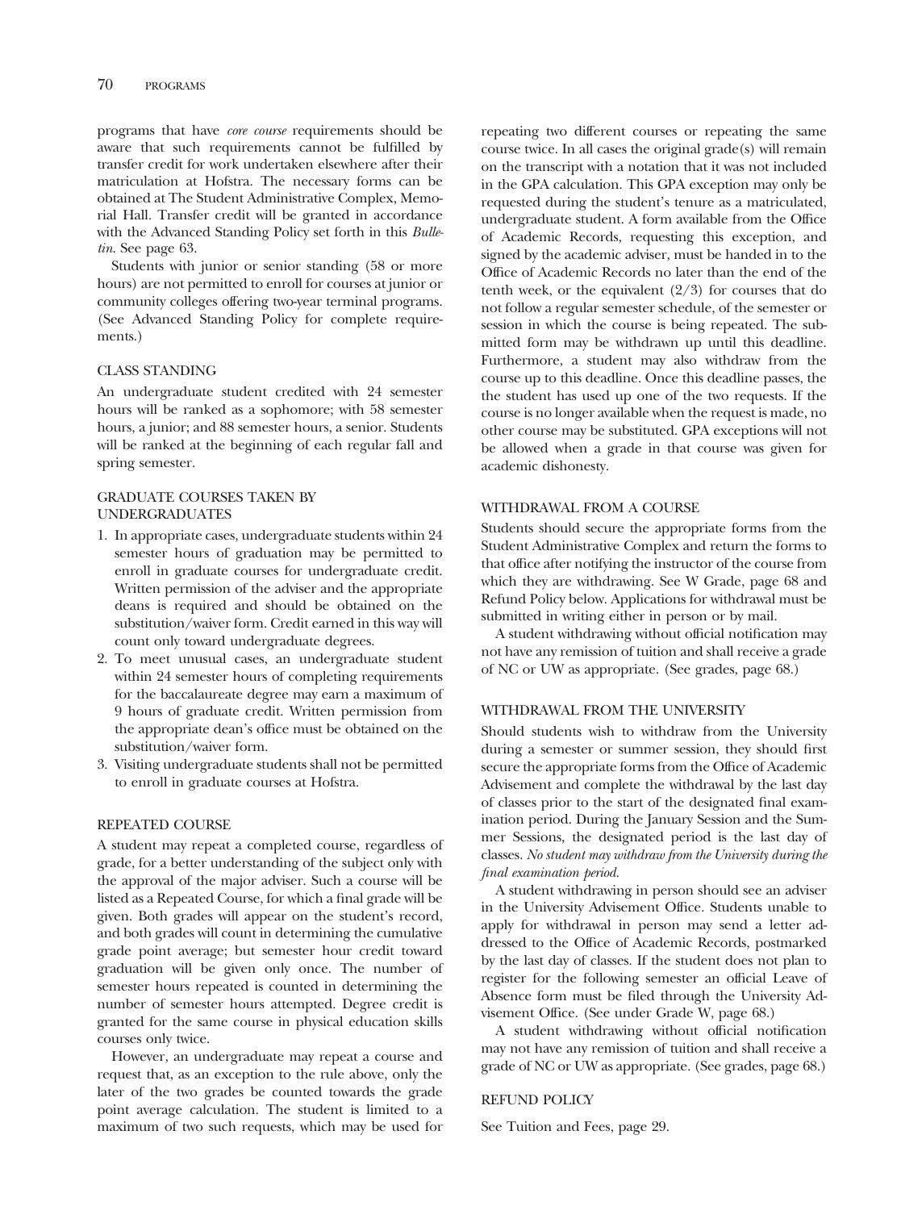programs that have *core course* requirements should be aware that such requirements cannot be fulfilled by transfer credit for work undertaken elsewhere after their matriculation at Hofstra. The necessary forms can be obtained at The Student Administrative Complex, Memorial Hall. Transfer credit will be granted in accordance with the Advanced Standing Policy set forth in this *Bulletin*. See page 63.

Students with junior or senior standing (58 or more hours) are not permitted to enroll for courses at junior or community colleges offering two-year terminal programs. (See Advanced Standing Policy for complete requirements.)

## CLASS STANDING

An undergraduate student credited with 24 semester hours will be ranked as a sophomore; with 58 semester hours, a junior; and 88 semester hours, a senior. Students will be ranked at the beginning of each regular fall and spring semester.

## GRADUATE COURSES TAKEN BY UNDERGRADUATES

1. In appropriate cases, undergraduate students within 24 semester hours of graduation may be permitted to enroll in graduate courses for undergraduate credit. Written permission of the adviser and the appropriate deans is required and should be obtained on the substitution/waiver form. Credit earned in this way will count only toward undergraduate degrees.
2. To meet unusual cases, an undergraduate student within 24 semester hours of completing requirements for the baccalaureate degree may earn a maximum of 9 hours of graduate credit. Written permission from the appropriate dean's office must be obtained on the substitution/waiver form.
3. Visiting undergraduate students shall not be permitted to enroll in graduate courses at Hofstra.

## REPEATED COURSE

A student may repeat a completed course, regardless of grade, for a better understanding of the subject only with the approval of the major adviser. Such a course will be listed as a Repeated Course, for which a final grade will be given. Both grades will appear on the student's record, and both grades will count in determining the cumulative grade point average; but semester hour credit toward graduation will be given only once. The number of semester hours repeated is counted in determining the number of semester hours attempted. Degree credit is granted for the same course in physical education skills courses only twice.

However, an undergraduate may repeat a course and request that, as an exception to the rule above, only the later of the two grades be counted towards the grade point average calculation. The student is limited to a maximum of two such requests, which may be used for repeating two different courses or repeating the same course twice. In all cases the original grade(s) will remain on the transcript with a notation that it was not included in the GPA calculation. This GPA exception may only be requested during the student's tenure as a matriculated, undergraduate student. A form available from the Office of Academic Records, requesting this exception, and signed by the academic adviser, must be handed in to the Office of Academic Records no later than the end of the tenth week, or the equivalent (2/3) for courses that do not follow a regular semester schedule, of the semester or session in which the course is being repeated. The submitted form may be withdrawn up until this deadline. Furthermore, a student may also withdraw from the course up to this deadline. Once this deadline passes, the the student has used up one of the two requests. If the course is no longer available when the request is made, no other course may be substituted. GPA exceptions will not be allowed when a grade in that course was given for academic dishonesty.

## WITHDRAWAL FROM A COURSE

Students should secure the appropriate forms from the Student Administrative Complex and return the forms to that office after notifying the instructor of the course from which they are withdrawing. See W Grade, page 68 and Refund Policy below. Applications for withdrawal must be submitted in writing either in person or by mail.

A student withdrawing without official notification may not have any remission of tuition and shall receive a grade of NC or UW as appropriate. (See grades, page 68.)

## WITHDRAWAL FROM THE UNIVERSITY

Should students wish to withdraw from the University during a semester or summer session, they should first secure the appropriate forms from the Office of Academic Advisement and complete the withdrawal by the last day of classes prior to the start of the designated final examination period. During the January Session and the Summer Sessions, the designated period is the last day of classes. *No student may withdraw from the University during the final examination period.*

A student withdrawing in person should see an adviser in the University Advisement Office. Students unable to apply for withdrawal in person may send a letter addressed to the Office of Academic Records, postmarked by the last day of classes. If the student does not plan to register for the following semester an official Leave of Absence form must be filed through the University Advisement Office. (See under Grade W, page 68.)

A student withdrawing without official notification may not have any remission of tuition and shall receive a grade of NC or UW as appropriate. (See grades, page 68.)

## REFUND POLICY

See Tuition and Fees, page 29.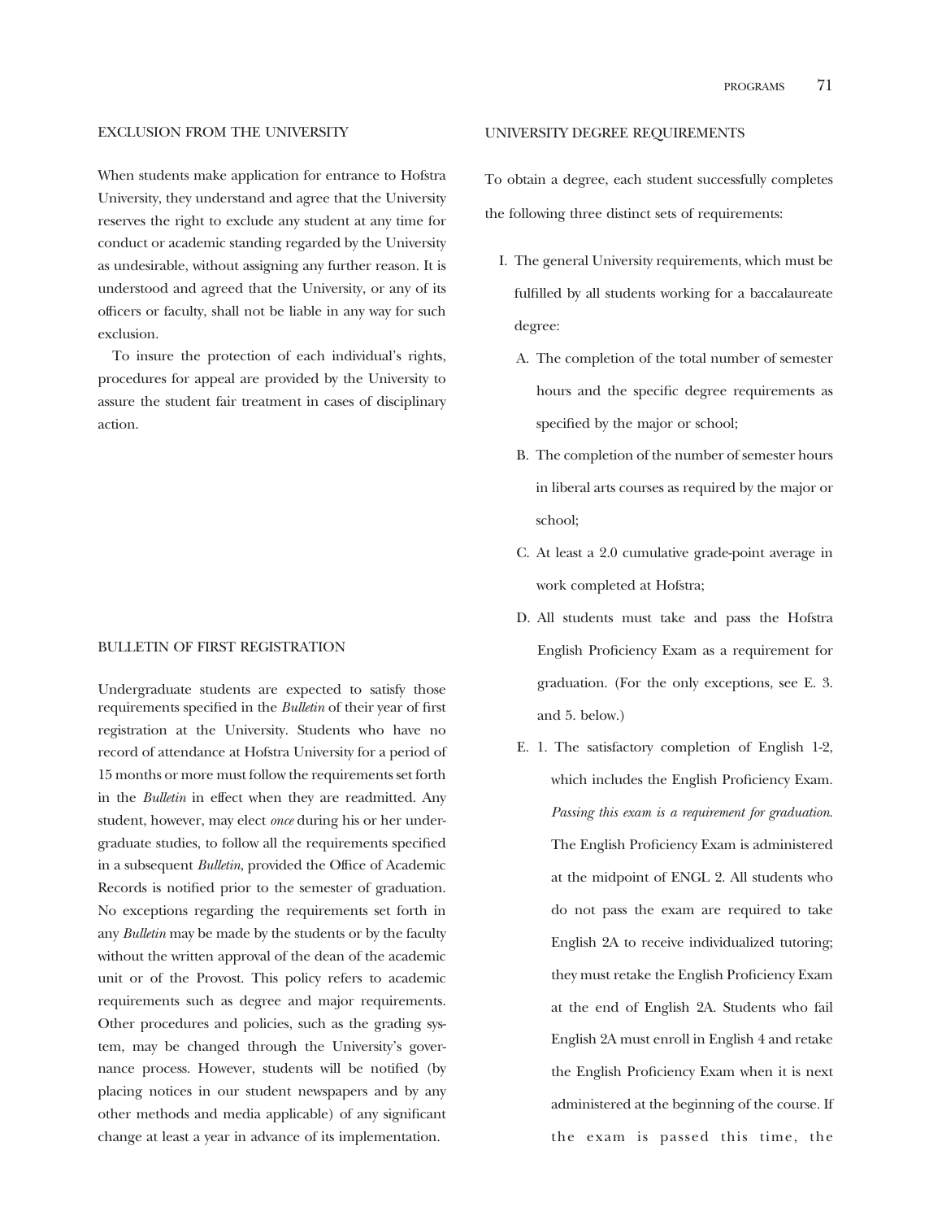## EXCLUSION FROM THE UNIVERSITY

When students make application for entrance to Hofstra University, they understand and agree that the University reserves the right to exclude any student at any time for conduct or academic standing regarded by the University as undesirable, without assigning any further reason. It is understood and agreed that the University, or any of its officers or faculty, shall not be liable in any way for such exclusion.

To insure the protection of each individual's rights, procedures for appeal are provided by the University to assure the student fair treatment in cases of disciplinary action.

## BULLETIN OF FIRST REGISTRATION

Undergraduate students are expected to satisfy those requirements specified in the *Bulletin* of their year of first registration at the University. Students who have no record of attendance at Hofstra University for a period of 15 months or more must follow the requirements set forth in the *Bulletin* in effect when they are readmitted. Any student, however, may elect *once* during his or her undergraduate studies, to follow all the requirements specified in a subsequent *Bulletin*, provided the Office of Academic Records is notified prior to the semester of graduation. No exceptions regarding the requirements set forth in any *Bulletin* may be made by the students or by the faculty without the written approval of the dean of the academic unit or of the Provost. This policy refers to academic requirements such as degree and major requirements. Other procedures and policies, such as the grading system, may be changed through the University's governance process. However, students will be notified (by placing notices in our student newspapers and by any other methods and media applicable) of any significant change at least a year in advance of its implementation.

## UNIVERSITY DEGREE REQUIREMENTS

To obtain a degree, each student successfully completes the following three distinct sets of requirements:

I. The general University requirements, which must be fulfilled by all students working for a baccalaureate degree:

   A. The completion of the total number of semester hours and the specific degree requirements as specified by the major or school;

   B. The completion of the number of semester hours in liberal arts courses as required by the major or school;

   C. At least a 2.0 cumulative grade-point average in work completed at Hofstra;

   D. All students must take and pass the Hofstra English Proficiency Exam as a requirement for graduation. (For the only exceptions, see E. 3. and 5. below.)

   E. 1. The satisfactory completion of English 1-2, which includes the English Proficiency Exam. *Passing this exam is a requirement for graduation*. The English Proficiency Exam is administered at the midpoint of ENGL 2. All students who do not pass the exam are required to take English 2A to receive individualized tutoring; they must retake the English Proficiency Exam at the end of English 2A. Students who fail English 2A must enroll in English 4 and retake the English Proficiency Exam when it is next administered at the beginning of the course. If the exam is passed this time, the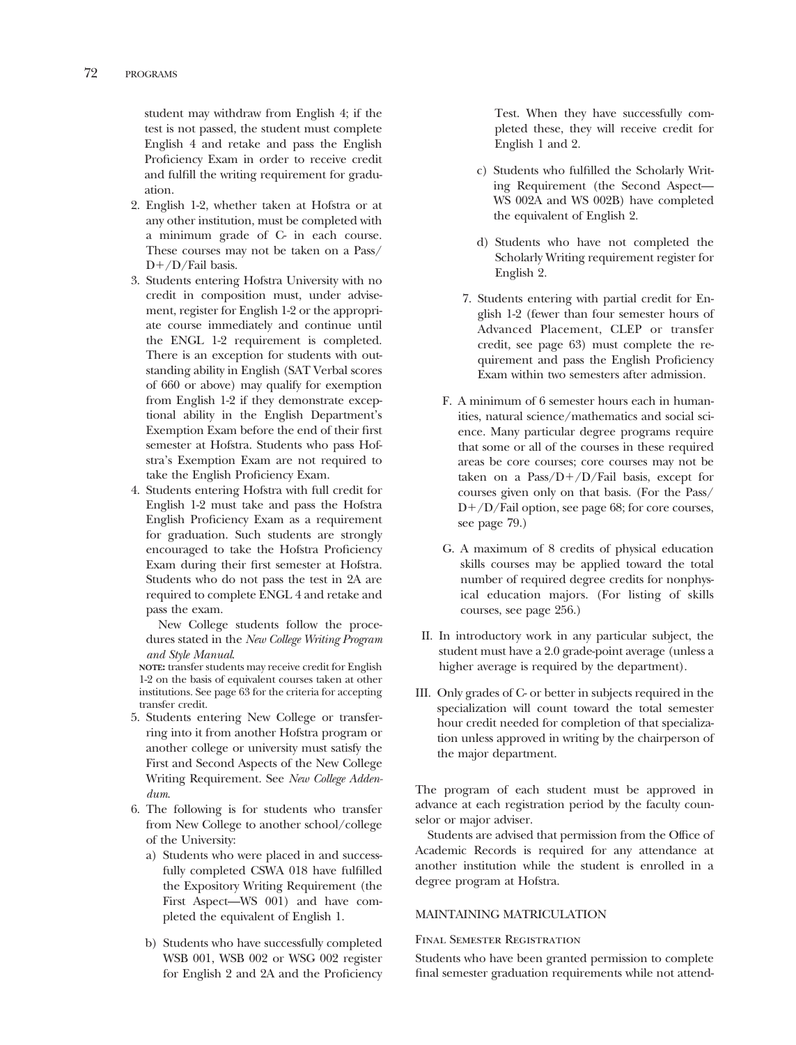student may withdraw from English 4; if the test is not passed, the student must complete English 4 and retake and pass the English Proficiency Exam in order to receive credit and fulfill the writing requirement for graduation.

2. English 1-2, whether taken at Hofstra or at any other institution, must be completed with a minimum grade of C- in each course. These courses may not be taken on a Pass/D+/D/Fail basis.
3. Students entering Hofstra University with no credit in composition must, under advisement, register for English 1-2 or the appropriate course immediately and continue until the ENGL 1-2 requirement is completed. There is an exception for students with outstanding ability in English (SAT Verbal scores of 660 or above) may qualify for exemption from English 1-2 if they demonstrate exceptional ability in the English Department's Exemption Exam before the end of their first semester at Hofstra. Students who pass Hofstra's Exemption Exam are not required to take the English Proficiency Exam.
4. Students entering Hofstra with full credit for English 1-2 must take and pass the Hofstra English Proficiency Exam as a requirement for graduation. Such students are strongly encouraged to take the Hofstra Proficiency Exam during their first semester at Hofstra. Students who do not pass the test in 2A are required to complete ENGL 4 and retake and pass the exam.

   New College students follow the procedures stated in the *New College Writing Program and Style Manual*.

   **NOTE:** transfer students may receive credit for English 1-2 on the basis of equivalent courses taken at other institutions. See page 63 for the criteria for accepting transfer credit.
5. Students entering New College or transferring into it from another Hofstra program or another college or university must satisfy the First and Second Aspects of the New College Writing Requirement. See *New College Addendum*.
6. The following is for students who transfer from New College to another school/college of the University:
   a) Students who were placed in and successfully completed CSWA 018 have fulfilled the Expository Writing Requirement (the First Aspect—WS 001) and have completed the equivalent of English 1.

   b) Students who have successfully completed WSB 001, WSB 002 or WSG 002 register for English 2 and 2A and the Proficiency Test. When they have successfully completed these, they will receive credit for English 1 and 2.

   c) Students who fulfilled the Scholarly Writing Requirement (the Second Aspect—WS 002A and WS 002B) have completed the equivalent of English 2.

   d) Students who have not completed the Scholarly Writing requirement register for English 2.
7. Students entering with partial credit for English 1-2 (fewer than four semester hours of Advanced Placement, CLEP or transfer credit, see page 63) must complete the requirement and pass the English Proficiency Exam within two semesters after admission.

F. A minimum of 6 semester hours each in humanities, natural science/mathematics and social science. Many particular degree programs require that some or all of the courses in these required areas be core courses; core courses may not be taken on a Pass/D+/D/Fail basis, except for courses given only on that basis. (For the Pass/D+/D/Fail option, see page 68; for core courses, see page 79.)

G. A maximum of 8 credits of physical education skills courses may be applied toward the total number of required degree credits for nonphysical education majors. (For listing of skills courses, see page 256.)

II. In introductory work in any particular subject, the student must have a 2.0 grade-point average (unless a higher average is required by the department).

III. Only grades of C- or better in subjects required in the specialization will count toward the total semester hour credit needed for completion of that specialization unless approved in writing by the chairperson of the major department.

The program of each student must be approved in advance at each registration period by the faculty counselor or major adviser.

Students are advised that permission from the Office of Academic Records is required for any attendance at another institution while the student is enrolled in a degree program at Hofstra.

## MAINTAINING MATRICULATION

### Final Semester Registration

Students who have been granted permission to complete final semester graduation requirements while not attend-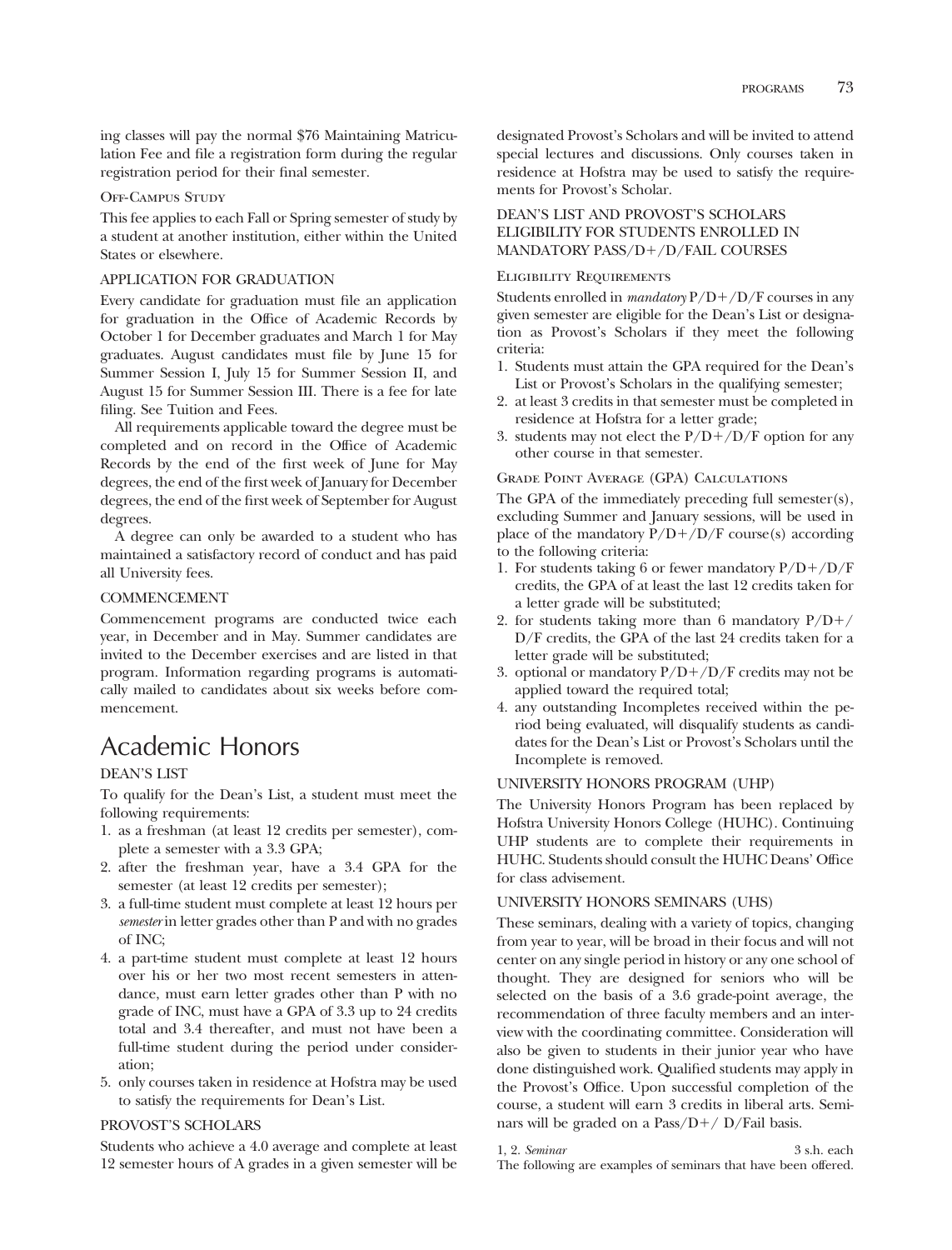ing classes will pay the normal $76 Maintaining Matriculation Fee and file a registration form during the regular registration period for their final semester.

#### Off-Campus Study

This fee applies to each Fall or Spring semester of study by a student at another institution, either within the United States or elsewhere.

### APPLICATION FOR GRADUATION

Every candidate for graduation must file an application for graduation in the Office of Academic Records by October 1 for December graduates and March 1 for May graduates. August candidates must file by June 15 for Summer Session I, July 15 for Summer Session II, and August 15 for Summer Session III. There is a fee for late filing. See Tuition and Fees.

All requirements applicable toward the degree must be completed and on record in the Office of Academic Records by the end of the first week of June for May degrees, the end of the first week of January for December degrees, the end of the first week of September for August degrees.

A degree can only be awarded to a student who has maintained a satisfactory record of conduct and has paid all University fees.

### COMMENCEMENT

Commencement programs are conducted twice each year, in December and in May. Summer candidates are invited to the December exercises and are listed in that program. Information regarding programs is automatically mailed to candidates about six weeks before commencement.

## Academic Honors

### DEAN'S LIST

To qualify for the Dean's List, a student must meet the following requirements:

1. as a freshman (at least 12 credits per semester), complete a semester with a 3.3 GPA;
2. after the freshman year, have a 3.4 GPA for the semester (at least 12 credits per semester);
3. a full-time student must complete at least 12 hours per *semester* in letter grades other than P and with no grades of INC;
4. a part-time student must complete at least 12 hours over his or her two most recent semesters in attendance, must earn letter grades other than P with no grade of INC, must have a GPA of 3.3 up to 24 credits total and 3.4 thereafter, and must not have been a full-time student during the period under consideration;
5. only courses taken in residence at Hofstra may be used to satisfy the requirements for Dean's List.

### PROVOST'S SCHOLARS

Students who achieve a 4.0 average and complete at least 12 semester hours of A grades in a given semester will be designated Provost's Scholars and will be invited to attend special lectures and discussions. Only courses taken in residence at Hofstra may be used to satisfy the requirements for Provost's Scholar.

### DEAN'S LIST AND PROVOST'S SCHOLARS ELIGIBILITY FOR STUDENTS ENROLLED IN MANDATORY PASS/D+/D/FAIL COURSES

#### Eligibility Requirements

Students enrolled in *mandatory* P/D+/D/F courses in any given semester are eligible for the Dean's List or designation as Provost's Scholars if they meet the following criteria:

1. Students must attain the GPA required for the Dean's List or Provost's Scholars in the qualifying semester;
2. at least 3 credits in that semester must be completed in residence at Hofstra for a letter grade;
3. students may not elect the P/D+/D/F option for any other course in that semester.

#### Grade Point Average (GPA) Calculations

The GPA of the immediately preceding full semester(s), excluding Summer and January sessions, will be used in place of the mandatory P/D+/D/F course(s) according to the following criteria:

1. For students taking 6 or fewer mandatory P/D+/D/F credits, the GPA of at least the last 12 credits taken for a letter grade will be substituted;
2. for students taking more than 6 mandatory P/D+/D/F credits, the GPA of the last 24 credits taken for a letter grade will be substituted;
3. optional or mandatory P/D+/D/F credits may not be applied toward the required total;
4. any outstanding Incompletes received within the period being evaluated, will disqualify students as candidates for the Dean's List or Provost's Scholars until the Incomplete is removed.

### UNIVERSITY HONORS PROGRAM (UHP)

The University Honors Program has been replaced by Hofstra University Honors College (HUHC). Continuing UHP students are to complete their requirements in HUHC. Students should consult the HUHC Deans' Office for class advisement.

### UNIVERSITY HONORS SEMINARS (UHS)

These seminars, dealing with a variety of topics, changing from year to year, will be broad in their focus and will not center on any single period in history or any one school of thought. They are designed for seniors who will be selected on the basis of a 3.6 grade-point average, the recommendation of three faculty members and an interview with the coordinating committee. Consideration will also be given to students in their junior year who have done distinguished work. Qualified students may apply in the Provost's Office. Upon successful completion of the course, a student will earn 3 credits in liberal arts. Seminars will be graded on a Pass/D+/ D/Fail basis.

1, 2. *Seminar* 3 s.h. each

The following are examples of seminars that have been offered.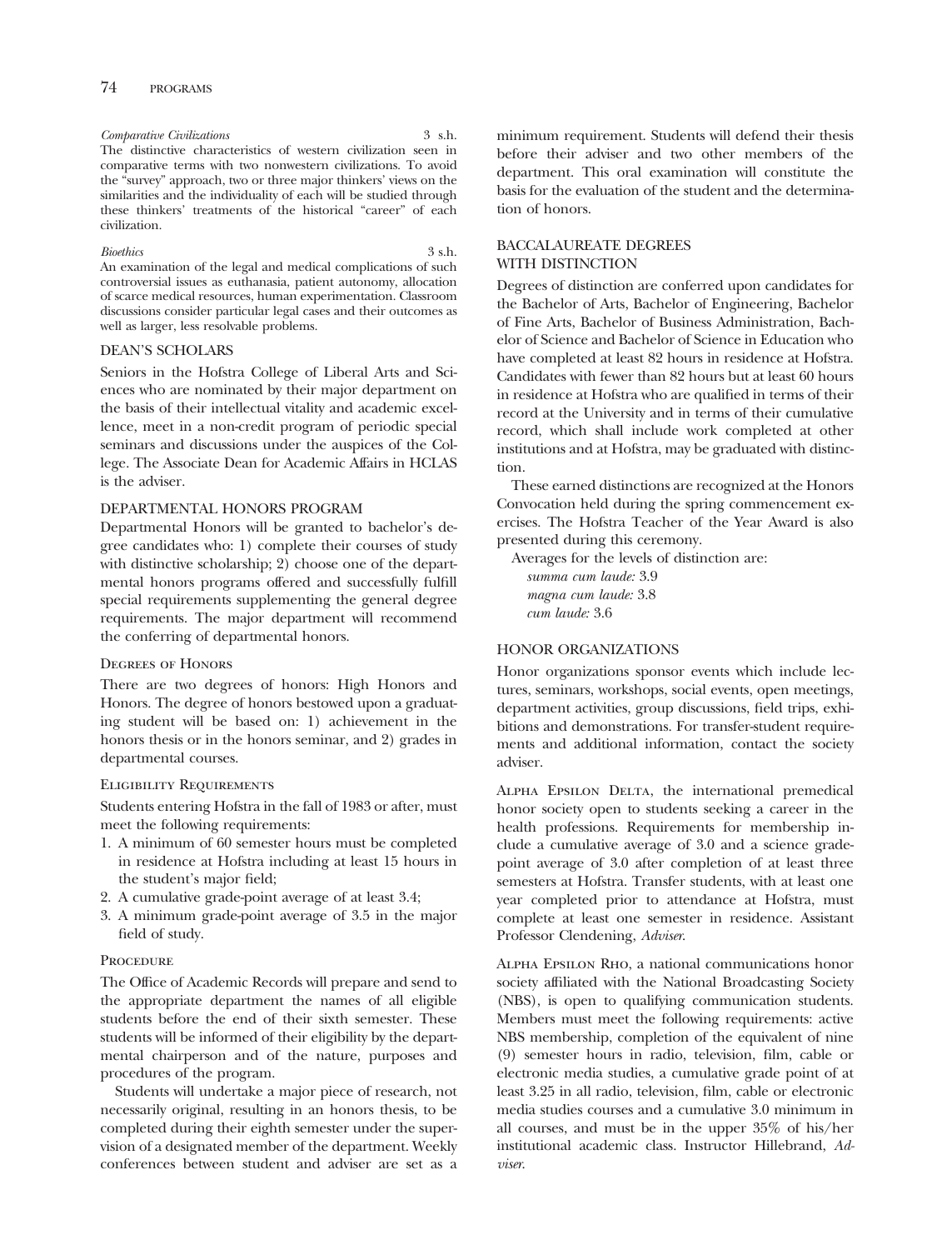*Comparative Civilizations* 3 s.h.
The distinctive characteristics of western civilization seen in comparative terms with two nonwestern civilizations. To avoid the "survey" approach, two or three major thinkers' views on the similarities and the individuality of each will be studied through these thinkers' treatments of the historical "career" of each civilization.

*Bioethics* 3 s.h.
An examination of the legal and medical complications of such controversial issues as euthanasia, patient autonomy, allocation of scarce medical resources, human experimentation. Classroom discussions consider particular legal cases and their outcomes as well as larger, less resolvable problems.

## DEAN'S SCHOLARS

Seniors in the Hofstra College of Liberal Arts and Sciences who are nominated by their major department on the basis of their intellectual vitality and academic excellence, meet in a non-credit program of periodic special seminars and discussions under the auspices of the College. The Associate Dean for Academic Affairs in HCLAS is the adviser.

## DEPARTMENTAL HONORS PROGRAM

Departmental Honors will be granted to bachelor's degree candidates who: 1) complete their courses of study with distinctive scholarship; 2) choose one of the departmental honors programs offered and successfully fulfill special requirements supplementing the general degree requirements. The major department will recommend the conferring of departmental honors.

### Degrees of Honors

There are two degrees of honors: High Honors and Honors. The degree of honors bestowed upon a graduating student will be based on: 1) achievement in the honors thesis or in the honors seminar, and 2) grades in departmental courses.

### Eligibility Requirements

Students entering Hofstra in the fall of 1983 or after, must meet the following requirements:

1. A minimum of 60 semester hours must be completed in residence at Hofstra including at least 15 hours in the student's major field;
2. A cumulative grade-point average of at least 3.4;
3. A minimum grade-point average of 3.5 in the major field of study.

### Procedure

The Office of Academic Records will prepare and send to the appropriate department the names of all eligible students before the end of their sixth semester. These students will be informed of their eligibility by the departmental chairperson and of the nature, purposes and procedures of the program.

Students will undertake a major piece of research, not necessarily original, resulting in an honors thesis, to be completed during their eighth semester under the supervision of a designated member of the department. Weekly conferences between student and adviser are set as a minimum requirement. Students will defend their thesis before their adviser and two other members of the department. This oral examination will constitute the basis for the evaluation of the student and the determination of honors.

## BACCALAUREATE DEGREES WITH DISTINCTION

Degrees of distinction are conferred upon candidates for the Bachelor of Arts, Bachelor of Engineering, Bachelor of Fine Arts, Bachelor of Business Administration, Bachelor of Science and Bachelor of Science in Education who have completed at least 82 hours in residence at Hofstra. Candidates with fewer than 82 hours but at least 60 hours in residence at Hofstra who are qualified in terms of their record at the University and in terms of their cumulative record, which shall include work completed at other institutions and at Hofstra, may be graduated with distinction.

These earned distinctions are recognized at the Honors Convocation held during the spring commencement exercises. The Hofstra Teacher of the Year Award is also presented during this ceremony.

Averages for the levels of distinction are:

*summa cum laude:* 3.9
*magna cum laude:* 3.8
*cum laude:* 3.6

## HONOR ORGANIZATIONS

Honor organizations sponsor events which include lectures, seminars, workshops, social events, open meetings, department activities, group discussions, field trips, exhibitions and demonstrations. For transfer-student requirements and additional information, contact the society adviser.

Alpha Epsilon Delta, the international premedical honor society open to students seeking a career in the health professions. Requirements for membership include a cumulative average of 3.0 and a science grade-point average of 3.0 after completion of at least three semesters at Hofstra. Transfer students, with at least one year completed prior to attendance at Hofstra, must complete at least one semester in residence. Assistant Professor Clendening, *Adviser*.

Alpha Epsilon Rho, a national communications honor society affiliated with the National Broadcasting Society (NBS), is open to qualifying communication students. Members must meet the following requirements: active NBS membership, completion of the equivalent of nine (9) semester hours in radio, television, film, cable or electronic media studies, a cumulative grade point of at least 3.25 in all radio, television, film, cable or electronic media studies courses and a cumulative 3.0 minimum in all courses, and must be in the upper 35% of his/her institutional academic class. Instructor Hillebrand, *Adviser*.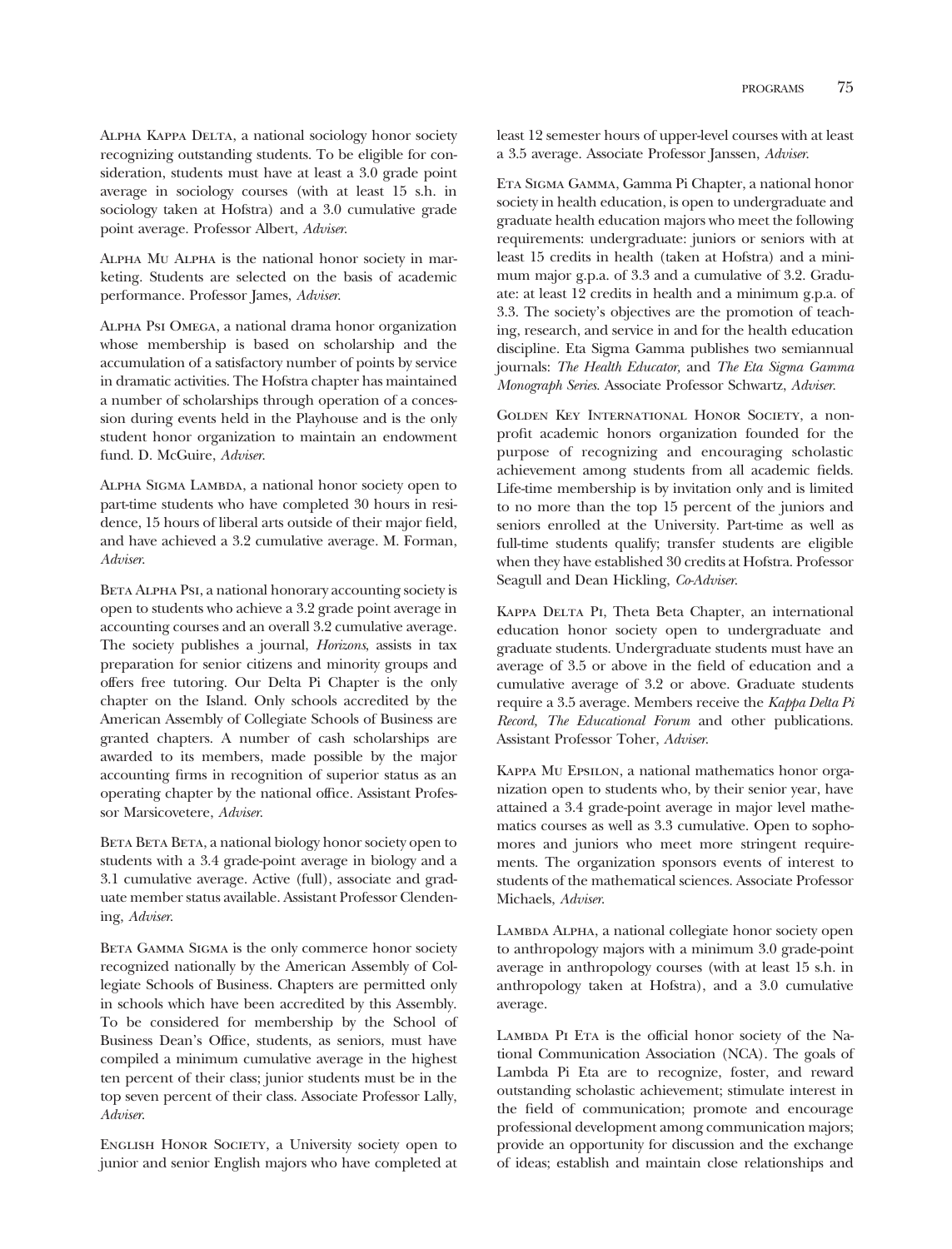Alpha Kappa Delta, a national sociology honor society recognizing outstanding students. To be eligible for consideration, students must have at least a 3.0 grade point average in sociology courses (with at least 15 s.h. in sociology taken at Hofstra) and a 3.0 cumulative grade point average. Professor Albert, *Adviser.*

Alpha Mu Alpha is the national honor society in marketing. Students are selected on the basis of academic performance. Professor James, *Adviser.*

Alpha Psi Omega, a national drama honor organization whose membership is based on scholarship and the accumulation of a satisfactory number of points by service in dramatic activities. The Hofstra chapter has maintained a number of scholarships through operation of a concession during events held in the Playhouse and is the only student honor organization to maintain an endowment fund. D. McGuire, *Adviser.*

Alpha Sigma Lambda, a national honor society open to part-time students who have completed 30 hours in residence, 15 hours of liberal arts outside of their major field, and have achieved a 3.2 cumulative average. M. Forman, *Adviser.*

Beta Alpha Psi, a national honorary accounting society is open to students who achieve a 3.2 grade point average in accounting courses and an overall 3.2 cumulative average. The society publishes a journal, *Horizons*, assists in tax preparation for senior citizens and minority groups and offers free tutoring. Our Delta Pi Chapter is the only chapter on the Island. Only schools accredited by the American Assembly of Collegiate Schools of Business are granted chapters. A number of cash scholarships are awarded to its members, made possible by the major accounting firms in recognition of superior status as an operating chapter by the national office. Assistant Professor Marsicovetere, *Adviser.*

Beta Beta Beta, a national biology honor society open to students with a 3.4 grade-point average in biology and a 3.1 cumulative average. Active (full), associate and graduate member status available. Assistant Professor Clendening, *Adviser.*

Beta Gamma Sigma is the only commerce honor society recognized nationally by the American Assembly of Collegiate Schools of Business. Chapters are permitted only in schools which have been accredited by this Assembly. To be considered for membership by the School of Business Dean's Office, students, as seniors, must have compiled a minimum cumulative average in the highest ten percent of their class; junior students must be in the top seven percent of their class. Associate Professor Lally, *Adviser.*

English Honor Society, a University society open to junior and senior English majors who have completed at least 12 semester hours of upper-level courses with at least a 3.5 average. Associate Professor Janssen, *Adviser.*

Eta Sigma Gamma, Gamma Pi Chapter, a national honor society in health education, is open to undergraduate and graduate health education majors who meet the following requirements: undergraduate: juniors or seniors with at least 15 credits in health (taken at Hofstra) and a minimum major g.p.a. of 3.3 and a cumulative of 3.2. Graduate: at least 12 credits in health and a minimum g.p.a. of 3.3. The society's objectives are the promotion of teaching, research, and service in and for the health education discipline. Eta Sigma Gamma publishes two semiannual journals: *The Health Educator,* and *The Eta Sigma Gamma Monograph Series.* Associate Professor Schwartz, *Adviser.*

Golden Key International Honor Society, a nonprofit academic honors organization founded for the purpose of recognizing and encouraging scholastic achievement among students from all academic fields. Life-time membership is by invitation only and is limited to no more than the top 15 percent of the juniors and seniors enrolled at the University. Part-time as well as full-time students qualify; transfer students are eligible when they have established 30 credits at Hofstra. Professor Seagull and Dean Hickling, *Co-Adviser.*

Kappa Delta Pi, Theta Beta Chapter, an international education honor society open to undergraduate and graduate students. Undergraduate students must have an average of 3.5 or above in the field of education and a cumulative average of 3.2 or above. Graduate students require a 3.5 average. Members receive the *Kappa Delta Pi Record, The Educational Forum* and other publications. Assistant Professor Toher, *Adviser.*

Kappa Mu Epsilon, a national mathematics honor organization open to students who, by their senior year, have attained a 3.4 grade-point average in major level mathematics courses as well as 3.3 cumulative. Open to sophomores and juniors who meet more stringent requirements. The organization sponsors events of interest to students of the mathematical sciences. Associate Professor Michaels, *Adviser.*

Lambda Alpha, a national collegiate honor society open to anthropology majors with a minimum 3.0 grade-point average in anthropology courses (with at least 15 s.h. in anthropology taken at Hofstra), and a 3.0 cumulative average.

Lambda Pi Eta is the official honor society of the National Communication Association (NCA). The goals of Lambda Pi Eta are to recognize, foster, and reward outstanding scholastic achievement; stimulate interest in the field of communication; promote and encourage professional development among communication majors; provide an opportunity for discussion and the exchange of ideas; establish and maintain close relationships and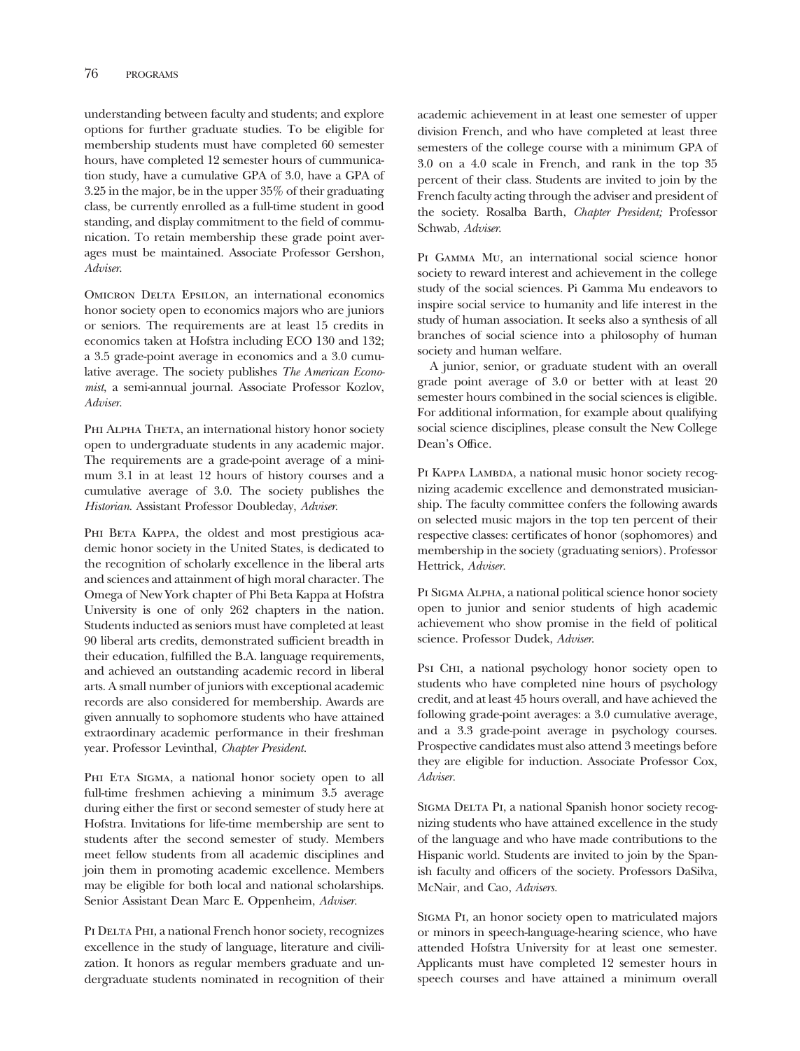understanding between faculty and students; and explore options for further graduate studies. To be eligible for membership students must have completed 60 semester hours, have completed 12 semester hours of cummunication study, have a cumulative GPA of 3.0, have a GPA of 3.25 in the major, be in the upper 35% of their graduating class, be currently enrolled as a full-time student in good standing, and display commitment to the field of communication. To retain membership these grade point averages must be maintained. Associate Professor Gershon, *Adviser.*

Omicron Delta Epsilon, an international economics honor society open to economics majors who are juniors or seniors. The requirements are at least 15 credits in economics taken at Hofstra including ECO 130 and 132; a 3.5 grade-point average in economics and a 3.0 cumulative average. The society publishes *The American Economist*, a semi-annual journal. Associate Professor Kozlov, *Adviser.*

Phi Alpha Theta, an international history honor society open to undergraduate students in any academic major. The requirements are a grade-point average of a minimum 3.1 in at least 12 hours of history courses and a cumulative average of 3.0. The society publishes the *Historian*. Assistant Professor Doubleday, *Adviser.*

Phi Beta Kappa, the oldest and most prestigious academic honor society in the United States, is dedicated to the recognition of scholarly excellence in the liberal arts and sciences and attainment of high moral character. The Omega of New York chapter of Phi Beta Kappa at Hofstra University is one of only 262 chapters in the nation. Students inducted as seniors must have completed at least 90 liberal arts credits, demonstrated sufficient breadth in their education, fulfilled the B.A. language requirements, and achieved an outstanding academic record in liberal arts. A small number of juniors with exceptional academic records are also considered for membership. Awards are given annually to sophomore students who have attained extraordinary academic performance in their freshman year. Professor Levinthal, *Chapter President.*

Phi Eta Sigma, a national honor society open to all full-time freshmen achieving a minimum 3.5 average during either the first or second semester of study here at Hofstra. Invitations for life-time membership are sent to students after the second semester of study. Members meet fellow students from all academic disciplines and join them in promoting academic excellence. Members may be eligible for both local and national scholarships. Senior Assistant Dean Marc E. Oppenheim, *Adviser.*

Pi Delta Phi, a national French honor society, recognizes excellence in the study of language, literature and civilization. It honors as regular members graduate and undergraduate students nominated in recognition of their academic achievement in at least one semester of upper division French, and who have completed at least three semesters of the college course with a minimum GPA of 3.0 on a 4.0 scale in French, and rank in the top 35 percent of their class. Students are invited to join by the French faculty acting through the adviser and president of the society. Rosalba Barth, *Chapter President;* Professor Schwab, *Adviser.*

Pi Gamma Mu, an international social science honor society to reward interest and achievement in the college study of the social sciences. Pi Gamma Mu endeavors to inspire social service to humanity and life interest in the study of human association. It seeks also a synthesis of all branches of social science into a philosophy of human society and human welfare.

A junior, senior, or graduate student with an overall grade point average of 3.0 or better with at least 20 semester hours combined in the social sciences is eligible. For additional information, for example about qualifying social science disciplines, please consult the New College Dean's Office.

Pi Kappa Lambda, a national music honor society recognizing academic excellence and demonstrated musicianship. The faculty committee confers the following awards on selected music majors in the top ten percent of their respective classes: certificates of honor (sophomores) and membership in the society (graduating seniors). Professor Hettrick, *Adviser.*

Pi Sigma Alpha, a national political science honor society open to junior and senior students of high academic achievement who show promise in the field of political science. Professor Dudek, *Adviser.*

Psi Chi, a national psychology honor society open to students who have completed nine hours of psychology credit, and at least 45 hours overall, and have achieved the following grade-point averages: a 3.0 cumulative average, and a 3.3 grade-point average in psychology courses. Prospective candidates must also attend 3 meetings before they are eligible for induction. Associate Professor Cox, *Adviser.*

Sigma Delta Pi, a national Spanish honor society recognizing students who have attained excellence in the study of the language and who have made contributions to the Hispanic world. Students are invited to join by the Spanish faculty and officers of the society. Professors DaSilva, McNair, and Cao, *Advisers.*

Sigma Pi, an honor society open to matriculated majors or minors in speech-language-hearing science, who have attended Hofstra University for at least one semester. Applicants must have completed 12 semester hours in speech courses and have attained a minimum overall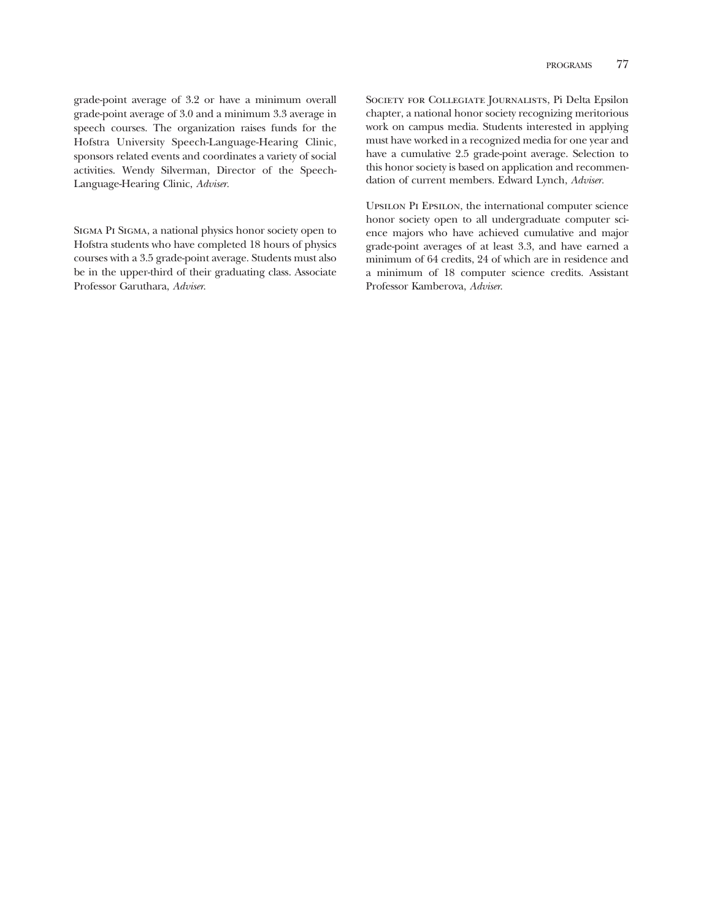grade-point average of 3.2 or have a minimum overall grade-point average of 3.0 and a minimum 3.3 average in speech courses. The organization raises funds for the Hofstra University Speech-Language-Hearing Clinic, sponsors related events and coordinates a variety of social activities. Wendy Silverman, Director of the Speech-Language-Hearing Clinic, *Adviser.*

Sigma Pi Sigma, a national physics honor society open to Hofstra students who have completed 18 hours of physics courses with a 3.5 grade-point average. Students must also be in the upper-third of their graduating class. Associate Professor Garuthara, *Adviser.*

Society for Collegiate Journalists, Pi Delta Epsilon chapter, a national honor society recognizing meritorious work on campus media. Students interested in applying must have worked in a recognized media for one year and have a cumulative 2.5 grade-point average. Selection to this honor society is based on application and recommendation of current members. Edward Lynch, *Adviser.*

Upsilon Pi Epsilon, the international computer science honor society open to all undergraduate computer science majors who have achieved cumulative and major grade-point averages of at least 3.3, and have earned a minimum of 64 credits, 24 of which are in residence and a minimum of 18 computer science credits. Assistant Professor Kamberova, *Adviser.*